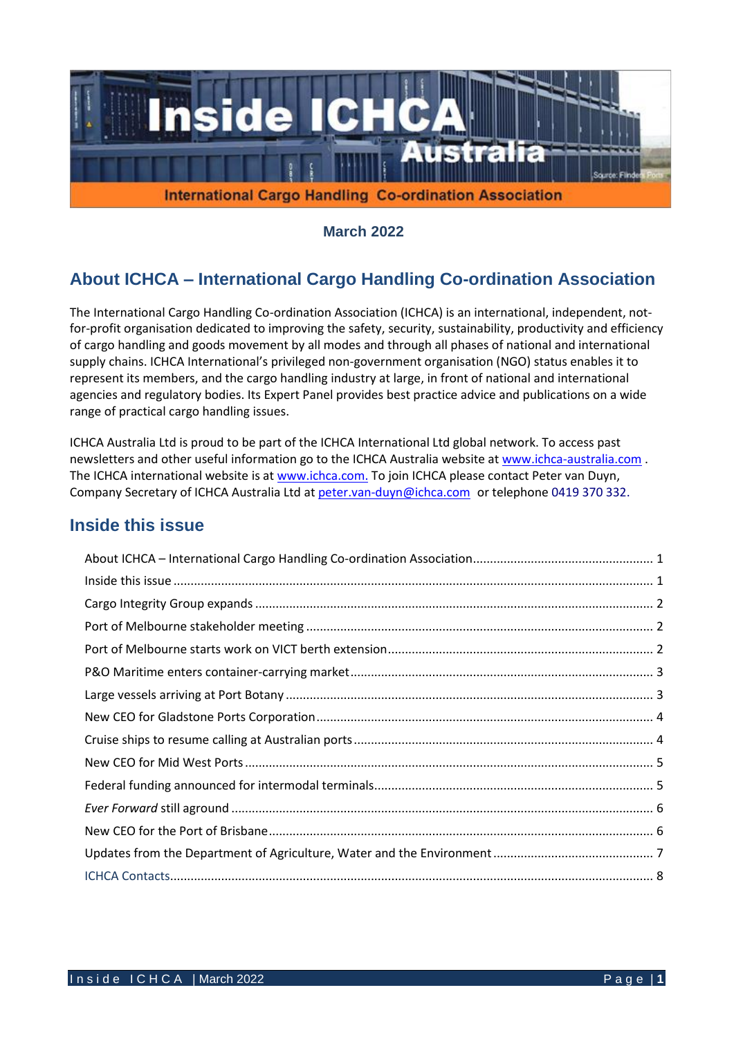# Inside ICHCA Australia

International Cargo Handling Co-ordination Association

**March 2022**

## About ICHCA – International Cargo Handling Co-ordination Association

The International Cargo Handling Co-ordination Association (ICHCA) is an international, independent, not-for-profit organisation dedicated to improving the safety, security, sustainability, productivity and efficiency of cargo handling and goods movement by all modes and through all phases of national and international supply chains. ICHCA International's privileged non-government organisation (NGO) status enables it to represent its members, and the cargo handling industry at large, in front of national and international agencies and regulatory bodies. Its Expert Panel provides best practice advice and publications on a wide range of practical cargo handling issues.

ICHCA Australia Ltd is proud to be part of the ICHCA International Ltd global network. To access past newsletters and other useful information go to the ICHCA Australia website at www.ichca-australia.com . The ICHCA international website is at www.ichca.com. To join ICHCA please contact Peter van Duyn, Company Secretary of ICHCA Australia Ltd at peter.van-duyn@ichca.com or telephone 0419 370 332.

## Inside this issue

- About ICHCA – International Cargo Handling Co-ordination Association .... 1
- Inside this issue .... 1
- Cargo Integrity Group expands .... 2
- Port of Melbourne stakeholder meeting .... 2
- Port of Melbourne starts work on VICT berth extension .... 2
- P&O Maritime enters container-carrying market .... 3
- Large vessels arriving at Port Botany .... 3
- New CEO for Gladstone Ports Corporation .... 4
- Cruise ships to resume calling at Australian ports .... 4
- New CEO for Mid West Ports .... 5
- Federal funding announced for intermodal terminals .... 5
- *Ever Forward* still aground .... 6
- New CEO for the Port of Brisbane .... 6
- Updates from the Department of Agriculture, Water and the Environment .... 7
- ICHCA Contacts .... 8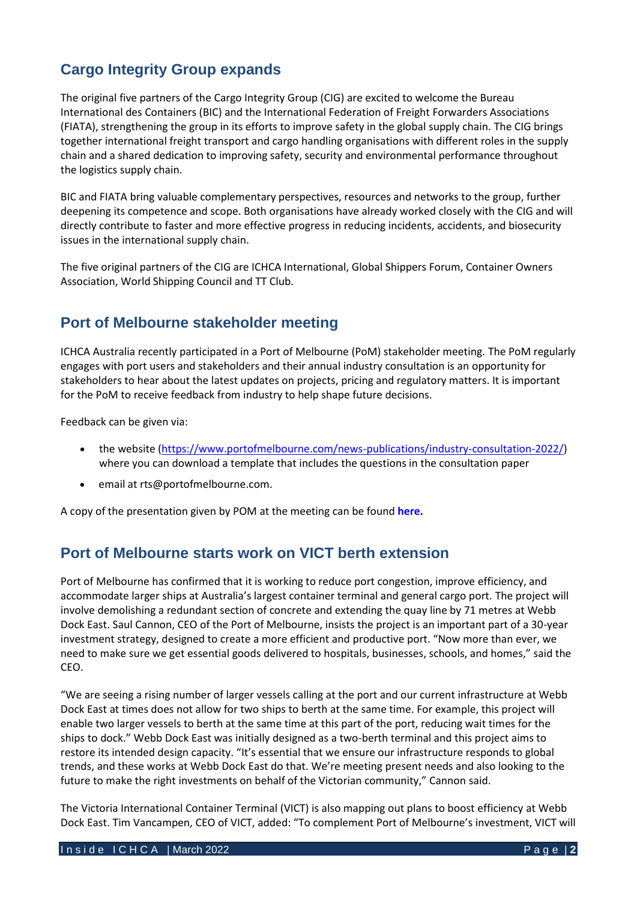## Cargo Integrity Group expands

The original five partners of the Cargo Integrity Group (CIG) are excited to welcome the Bureau International des Containers (BIC) and the International Federation of Freight Forwarders Associations (FIATA), strengthening the group in its efforts to improve safety in the global supply chain. The CIG brings together international freight transport and cargo handling organisations with different roles in the supply chain and a shared dedication to improving safety, security and environmental performance throughout the logistics supply chain.

BIC and FIATA bring valuable complementary perspectives, resources and networks to the group, further deepening its competence and scope. Both organisations have already worked closely with the CIG and will directly contribute to faster and more effective progress in reducing incidents, accidents, and biosecurity issues in the international supply chain.

The five original partners of the CIG are ICHCA International, Global Shippers Forum, Container Owners Association, World Shipping Council and TT Club.

## Port of Melbourne stakeholder meeting

ICHCA Australia recently participated in a Port of Melbourne (PoM) stakeholder meeting. The PoM regularly engages with port users and stakeholders and their annual industry consultation is an opportunity for stakeholders to hear about the latest updates on projects, pricing and regulatory matters. It is important for the PoM to receive feedback from industry to help shape future decisions.

Feedback can be given via:

- the website (https://www.portofmelbourne.com/news-publications/industry-consultation-2022/) where you can download a template that includes the questions in the consultation paper
- email at rts@portofmelbourne.com.

A copy of the presentation given by POM at the meeting can be found **here.**

## Port of Melbourne starts work on VICT berth extension

Port of Melbourne has confirmed that it is working to reduce port congestion, improve efficiency, and accommodate larger ships at Australia's largest container terminal and general cargo port. The project will involve demolishing a redundant section of concrete and extending the quay line by 71 metres at Webb Dock East. Saul Cannon, CEO of the Port of Melbourne, insists the project is an important part of a 30-year investment strategy, designed to create a more efficient and productive port. "Now more than ever, we need to make sure we get essential goods delivered to hospitals, businesses, schools, and homes," said the CEO.

"We are seeing a rising number of larger vessels calling at the port and our current infrastructure at Webb Dock East at times does not allow for two ships to berth at the same time. For example, this project will enable two larger vessels to berth at the same time at this part of the port, reducing wait times for the ships to dock." Webb Dock East was initially designed as a two-berth terminal and this project aims to restore its intended design capacity. "It's essential that we ensure our infrastructure responds to global trends, and these works at Webb Dock East do that. We're meeting present needs and also looking to the future to make the right investments on behalf of the Victorian community," Cannon said.

The Victoria International Container Terminal (VICT) is also mapping out plans to boost efficiency at Webb Dock East. Tim Vancampen, CEO of VICT, added: "To complement Port of Melbourne's investment, VICT will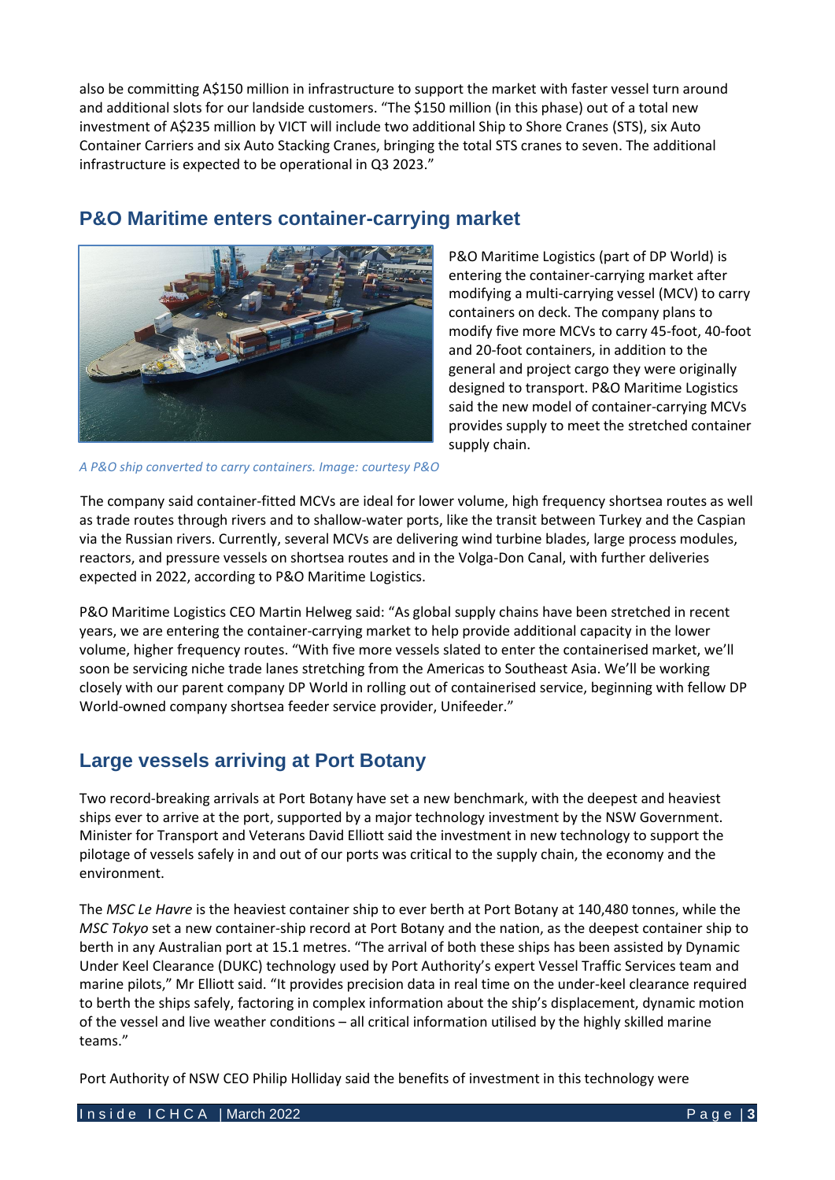also be committing A$150 million in infrastructure to support the market with faster vessel turn around and additional slots for our landside customers. "The $150 million (in this phase) out of a total new investment of A$235 million by VICT will include two additional Ship to Shore Cranes (STS), six Auto Container Carriers and six Auto Stacking Cranes, bringing the total STS cranes to seven. The additional infrastructure is expected to be operational in Q3 2023."

## P&O Maritime enters container-carrying market

*A P&O ship converted to carry containers. Image: courtesy P&O*

P&O Maritime Logistics (part of DP World) is entering the container-carrying market after modifying a multi-carrying vessel (MCV) to carry containers on deck. The company plans to modify five more MCVs to carry 45-foot, 40-foot and 20-foot containers, in addition to the general and project cargo they were originally designed to transport. P&O Maritime Logistics said the new model of container-carrying MCVs provides supply to meet the stretched container supply chain.

The company said container-fitted MCVs are ideal for lower volume, high frequency shortsea routes as well as trade routes through rivers and to shallow-water ports, like the transit between Turkey and the Caspian via the Russian rivers. Currently, several MCVs are delivering wind turbine blades, large process modules, reactors, and pressure vessels on shortsea routes and in the Volga-Don Canal, with further deliveries expected in 2022, according to P&O Maritime Logistics.

P&O Maritime Logistics CEO Martin Helweg said: "As global supply chains have been stretched in recent years, we are entering the container-carrying market to help provide additional capacity in the lower volume, higher frequency routes. "With five more vessels slated to enter the containerised market, we'll soon be servicing niche trade lanes stretching from the Americas to Southeast Asia. We'll be working closely with our parent company DP World in rolling out of containerised service, beginning with fellow DP World-owned company shortsea feeder service provider, Unifeeder."

## Large vessels arriving at Port Botany

Two record-breaking arrivals at Port Botany have set a new benchmark, with the deepest and heaviest ships ever to arrive at the port, supported by a major technology investment by the NSW Government. Minister for Transport and Veterans David Elliott said the investment in new technology to support the pilotage of vessels safely in and out of our ports was critical to the supply chain, the economy and the environment.

The *MSC Le Havre* is the heaviest container ship to ever berth at Port Botany at 140,480 tonnes, while the *MSC Tokyo* set a new container-ship record at Port Botany and the nation, as the deepest container ship to berth in any Australian port at 15.1 metres. "The arrival of both these ships has been assisted by Dynamic Under Keel Clearance (DUKC) technology used by Port Authority's expert Vessel Traffic Services team and marine pilots," Mr Elliott said. "It provides precision data in real time on the under-keel clearance required to berth the ships safely, factoring in complex information about the ship's displacement, dynamic motion of the vessel and live weather conditions – all critical information utilised by the highly skilled marine teams."

Port Authority of NSW CEO Philip Holliday said the benefits of investment in this technology were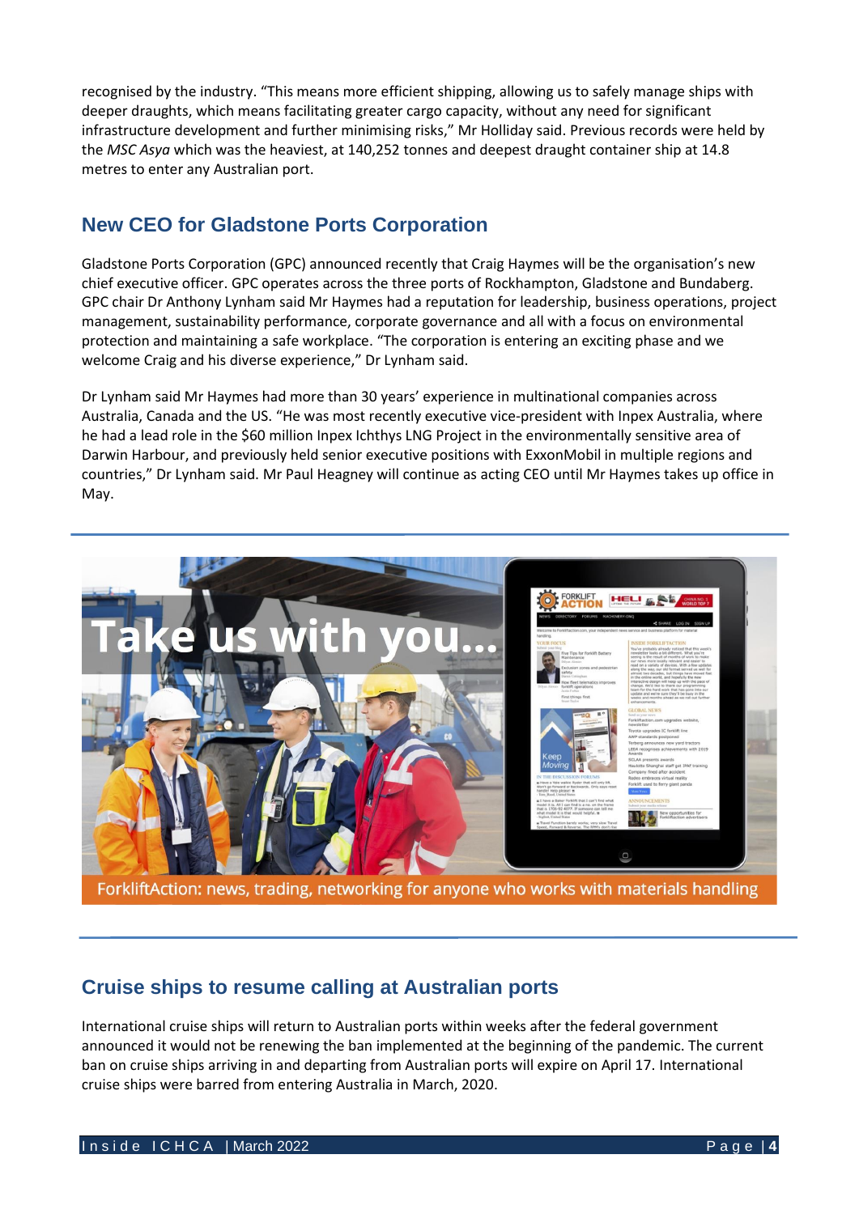recognised by the industry. “This means more efficient shipping, allowing us to safely manage ships with deeper draughts, which means facilitating greater cargo capacity, without any need for significant infrastructure development and further minimising risks,” Mr Holliday said. Previous records were held by the *MSC Asya* which was the heaviest, at 140,252 tonnes and deepest draught container ship at 14.8 metres to enter any Australian port.

## New CEO for Gladstone Ports Corporation

Gladstone Ports Corporation (GPC) announced recently that Craig Haymes will be the organisation’s new chief executive officer. GPC operates across the three ports of Rockhampton, Gladstone and Bundaberg. GPC chair Dr Anthony Lynham said Mr Haymes had a reputation for leadership, business operations, project management, sustainability performance, corporate governance and all with a focus on environmental protection and maintaining a safe workplace. “The corporation is entering an exciting phase and we welcome Craig and his diverse experience,” Dr Lynham said.

Dr Lynham said Mr Haymes had more than 30 years’ experience in multinational companies across Australia, Canada and the US. “He was most recently executive vice-president with Inpex Australia, where he had a lead role in the $60 million Inpex Ichthys LNG Project in the environmentally sensitive area of Darwin Harbour, and previously held senior executive positions with ExxonMobil in multiple regions and countries,” Dr Lynham said. Mr Paul Heagney will continue as acting CEO until Mr Haymes takes up office in May.

Take us with you...

ForkliftAction: news, trading, networking for anyone who works with materials handling

## Cruise ships to resume calling at Australian ports

International cruise ships will return to Australian ports within weeks after the federal government announced it would not be renewing the ban implemented at the beginning of the pandemic. The current ban on cruise ships arriving in and departing from Australian ports will expire on April 17. International cruise ships were barred from entering Australia in March, 2020.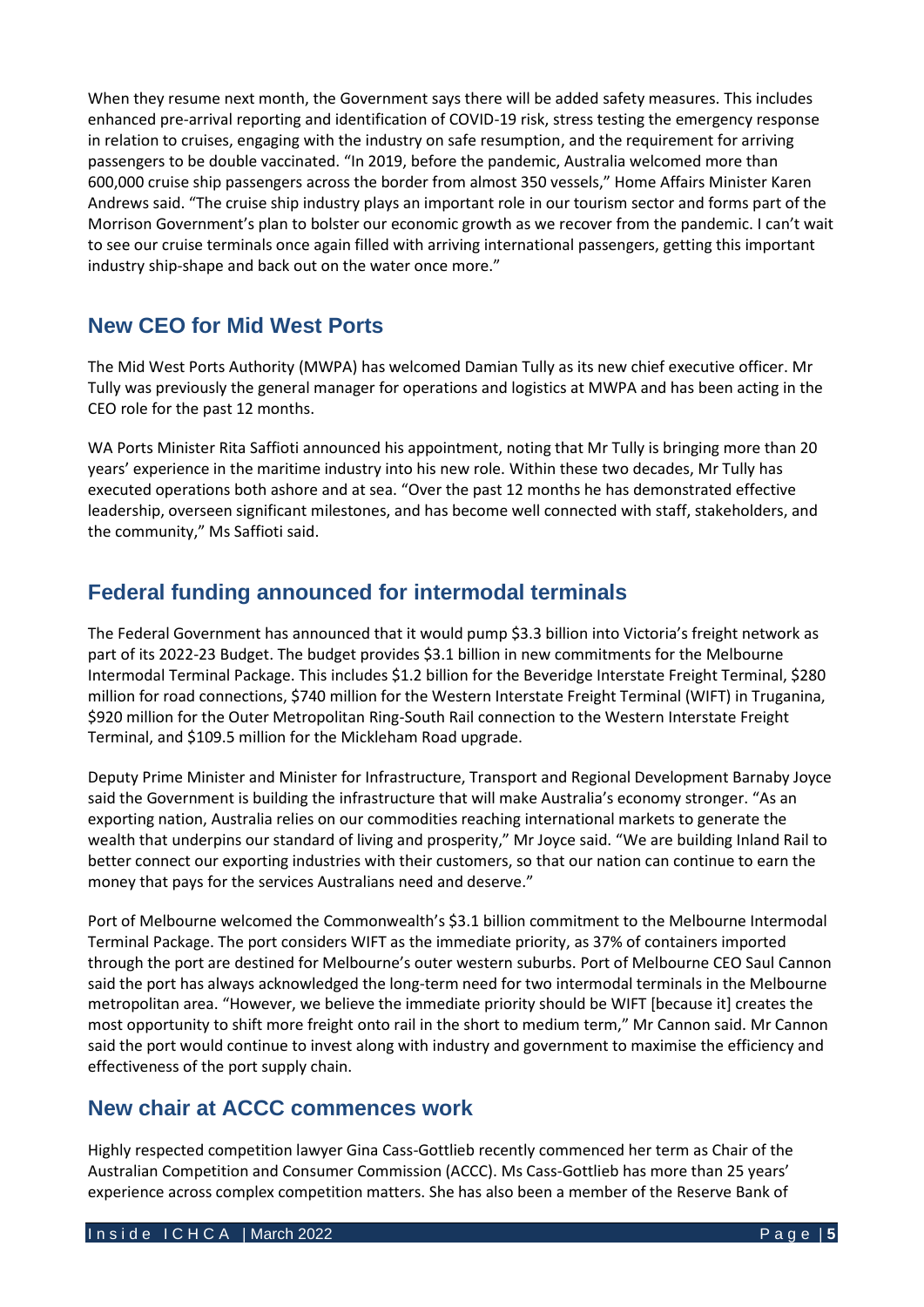When they resume next month, the Government says there will be added safety measures. This includes enhanced pre-arrival reporting and identification of COVID-19 risk, stress testing the emergency response in relation to cruises, engaging with the industry on safe resumption, and the requirement for arriving passengers to be double vaccinated. "In 2019, before the pandemic, Australia welcomed more than 600,000 cruise ship passengers across the border from almost 350 vessels," Home Affairs Minister Karen Andrews said. "The cruise ship industry plays an important role in our tourism sector and forms part of the Morrison Government's plan to bolster our economic growth as we recover from the pandemic. I can't wait to see our cruise terminals once again filled with arriving international passengers, getting this important industry ship-shape and back out on the water once more."

## New CEO for Mid West Ports

The Mid West Ports Authority (MWPA) has welcomed Damian Tully as its new chief executive officer. Mr Tully was previously the general manager for operations and logistics at MWPA and has been acting in the CEO role for the past 12 months.

WA Ports Minister Rita Saffioti announced his appointment, noting that Mr Tully is bringing more than 20 years' experience in the maritime industry into his new role. Within these two decades, Mr Tully has executed operations both ashore and at sea. "Over the past 12 months he has demonstrated effective leadership, overseen significant milestones, and has become well connected with staff, stakeholders, and the community," Ms Saffioti said.

## Federal funding announced for intermodal terminals

The Federal Government has announced that it would pump $3.3 billion into Victoria's freight network as part of its 2022-23 Budget. The budget provides $3.1 billion in new commitments for the Melbourne Intermodal Terminal Package. This includes $1.2 billion for the Beveridge Interstate Freight Terminal, $280 million for road connections, $740 million for the Western Interstate Freight Terminal (WIFT) in Truganina, $920 million for the Outer Metropolitan Ring-South Rail connection to the Western Interstate Freight Terminal, and $109.5 million for the Mickleham Road upgrade.

Deputy Prime Minister and Minister for Infrastructure, Transport and Regional Development Barnaby Joyce said the Government is building the infrastructure that will make Australia's economy stronger. "As an exporting nation, Australia relies on our commodities reaching international markets to generate the wealth that underpins our standard of living and prosperity," Mr Joyce said. "We are building Inland Rail to better connect our exporting industries with their customers, so that our nation can continue to earn the money that pays for the services Australians need and deserve."

Port of Melbourne welcomed the Commonwealth's $3.1 billion commitment to the Melbourne Intermodal Terminal Package. The port considers WIFT as the immediate priority, as 37% of containers imported through the port are destined for Melbourne's outer western suburbs. Port of Melbourne CEO Saul Cannon said the port has always acknowledged the long-term need for two intermodal terminals in the Melbourne metropolitan area. "However, we believe the immediate priority should be WIFT [because it] creates the most opportunity to shift more freight onto rail in the short to medium term," Mr Cannon said. Mr Cannon said the port would continue to invest along with industry and government to maximise the efficiency and effectiveness of the port supply chain.

## New chair at ACCC commences work

Highly respected competition lawyer Gina Cass-Gottlieb recently commenced her term as Chair of the Australian Competition and Consumer Commission (ACCC). Ms Cass-Gottlieb has more than 25 years' experience across complex competition matters. She has also been a member of the Reserve Bank of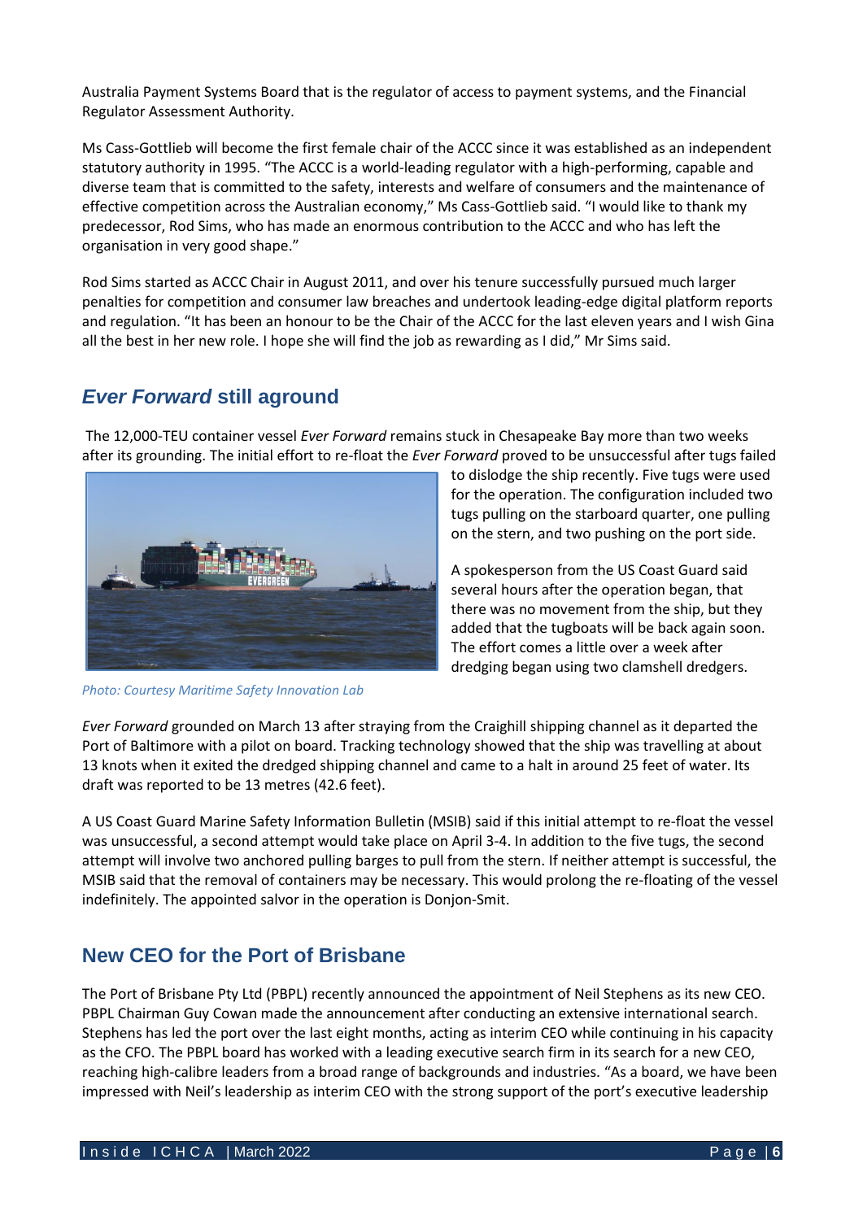Australia Payment Systems Board that is the regulator of access to payment systems, and the Financial Regulator Assessment Authority.

Ms Cass-Gottlieb will become the first female chair of the ACCC since it was established as an independent statutory authority in 1995. "The ACCC is a world-leading regulator with a high-performing, capable and diverse team that is committed to the safety, interests and welfare of consumers and the maintenance of effective competition across the Australian economy," Ms Cass-Gottlieb said. "I would like to thank my predecessor, Rod Sims, who has made an enormous contribution to the ACCC and who has left the organisation in very good shape."

Rod Sims started as ACCC Chair in August 2011, and over his tenure successfully pursued much larger penalties for competition and consumer law breaches and undertook leading-edge digital platform reports and regulation. "It has been an honour to be the Chair of the ACCC for the last eleven years and I wish Gina all the best in her new role. I hope she will find the job as rewarding as I did," Mr Sims said.

## *Ever Forward* still aground

The 12,000-TEU container vessel *Ever Forward* remains stuck in Chesapeake Bay more than two weeks after its grounding. The initial effort to re-float the *Ever Forward* proved to be unsuccessful after tugs failed to dislodge the ship recently. Five tugs were used for the operation. The configuration included two tugs pulling on the starboard quarter, one pulling on the stern, and two pushing on the port side.

A spokesperson from the US Coast Guard said several hours after the operation began, that there was no movement from the ship, but they added that the tugboats will be back again soon. The effort comes a little over a week after dredging began using two clamshell dredgers.

*Photo: Courtesy Maritime Safety Innovation Lab*

*Ever Forward* grounded on March 13 after straying from the Craighill shipping channel as it departed the Port of Baltimore with a pilot on board. Tracking technology showed that the ship was travelling at about 13 knots when it exited the dredged shipping channel and came to a halt in around 25 feet of water. Its draft was reported to be 13 metres (42.6 feet).

A US Coast Guard Marine Safety Information Bulletin (MSIB) said if this initial attempt to re-float the vessel was unsuccessful, a second attempt would take place on April 3-4. In addition to the five tugs, the second attempt will involve two anchored pulling barges to pull from the stern. If neither attempt is successful, the MSIB said that the removal of containers may be necessary. This would prolong the re-floating of the vessel indefinitely. The appointed salvor in the operation is Donjon-Smit.

## New CEO for the Port of Brisbane

The Port of Brisbane Pty Ltd (PBPL) recently announced the appointment of Neil Stephens as its new CEO. PBPL Chairman Guy Cowan made the announcement after conducting an extensive international search. Stephens has led the port over the last eight months, acting as interim CEO while continuing in his capacity as the CFO. The PBPL board has worked with a leading executive search firm in its search for a new CEO, reaching high-calibre leaders from a broad range of backgrounds and industries. "As a board, we have been impressed with Neil's leadership as interim CEO with the strong support of the port's executive leadership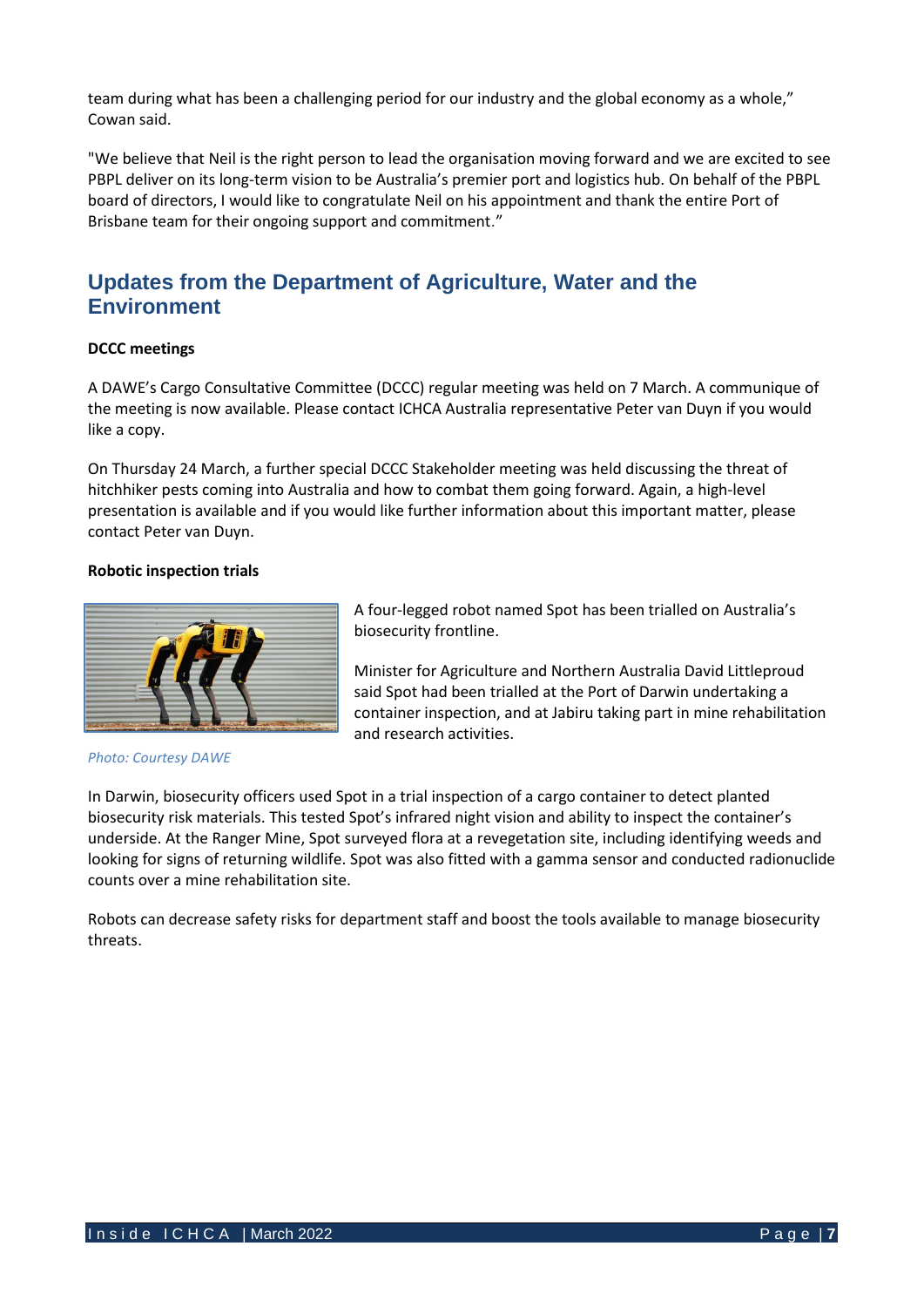team during what has been a challenging period for our industry and the global economy as a whole," Cowan said.

"We believe that Neil is the right person to lead the organisation moving forward and we are excited to see PBPL deliver on its long-term vision to be Australia's premier port and logistics hub. On behalf of the PBPL board of directors, I would like to congratulate Neil on his appointment and thank the entire Port of Brisbane team for their ongoing support and commitment."

## Updates from the Department of Agriculture, Water and the Environment

**DCCC meetings**

A DAWE's Cargo Consultative Committee (DCCC) regular meeting was held on 7 March. A communique of the meeting is now available. Please contact ICHCA Australia representative Peter van Duyn if you would like a copy.

On Thursday 24 March, a further special DCCC Stakeholder meeting was held discussing the threat of hitchhiker pests coming into Australia and how to combat them going forward. Again, a high-level presentation is available and if you would like further information about this important matter, please contact Peter van Duyn.

**Robotic inspection trials**

A four-legged robot named Spot has been trialled on Australia's biosecurity frontline.

Minister for Agriculture and Northern Australia David Littleproud said Spot had been trialled at the Port of Darwin undertaking a container inspection, and at Jabiru taking part in mine rehabilitation and research activities.

*Photo: Courtesy DAWE*

In Darwin, biosecurity officers used Spot in a trial inspection of a cargo container to detect planted biosecurity risk materials. This tested Spot's infrared night vision and ability to inspect the container's underside. At the Ranger Mine, Spot surveyed flora at a revegetation site, including identifying weeds and looking for signs of returning wildlife. Spot was also fitted with a gamma sensor and conducted radionuclide counts over a mine rehabilitation site.

Robots can decrease safety risks for department staff and boost the tools available to manage biosecurity threats.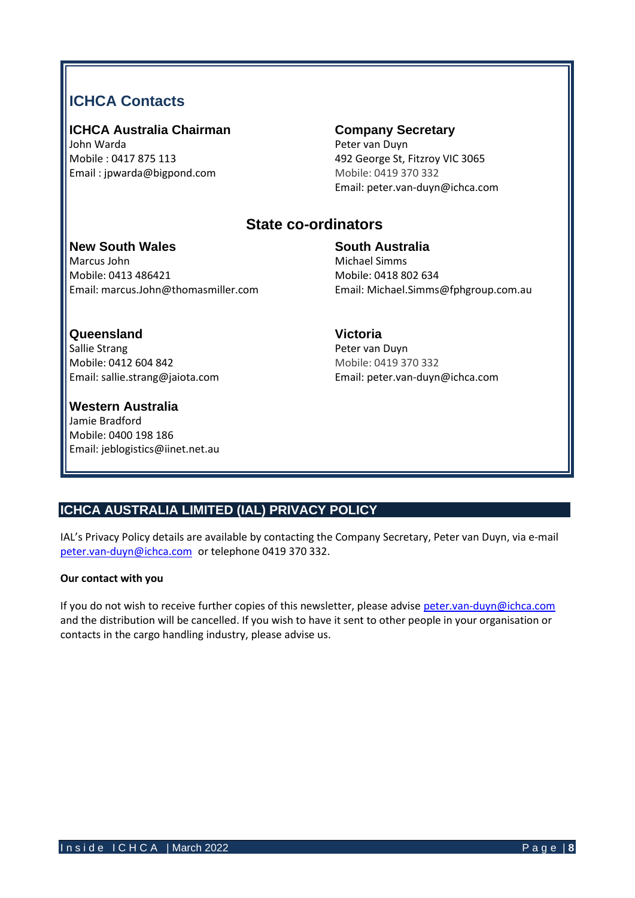## ICHCA Contacts

### ICHCA Australia Chairman

John Warda
Mobile : 0417 875 113
Email : jpwarda@bigpond.com

### Company Secretary

Peter van Duyn
492 George St, Fitzroy VIC 3065
Mobile: 0419 370 332
Email: peter.van-duyn@ichca.com

### State co-ordinators

### New South Wales

Marcus John
Mobile: 0413 486421
Email: marcus.John@thomasmiller.com

### South Australia

Michael Simms
Mobile: 0418 802 634
Email: Michael.Simms@fphgroup.com.au

### Queensland

Sallie Strang
Mobile: 0412 604 842
Email: sallie.strang@jaiota.com

### Victoria

Peter van Duyn
Mobile: 0419 370 332
Email: peter.van-duyn@ichca.com

### Western Australia

Jamie Bradford
Mobile: 0400 198 186
Email: jeblogistics@iinet.net.au

## ICHCA AUSTRALIA LIMITED (IAL) PRIVACY POLICY

IAL's Privacy Policy details are available by contacting the Company Secretary, Peter van Duyn, via e-mail peter.van-duyn@ichca.com or telephone 0419 370 332.

**Our contact with you**

If you do not wish to receive further copies of this newsletter, please advise peter.van-duyn@ichca.com and the distribution will be cancelled. If you wish to have it sent to other people in your organisation or contacts in the cargo handling industry, please advise us.